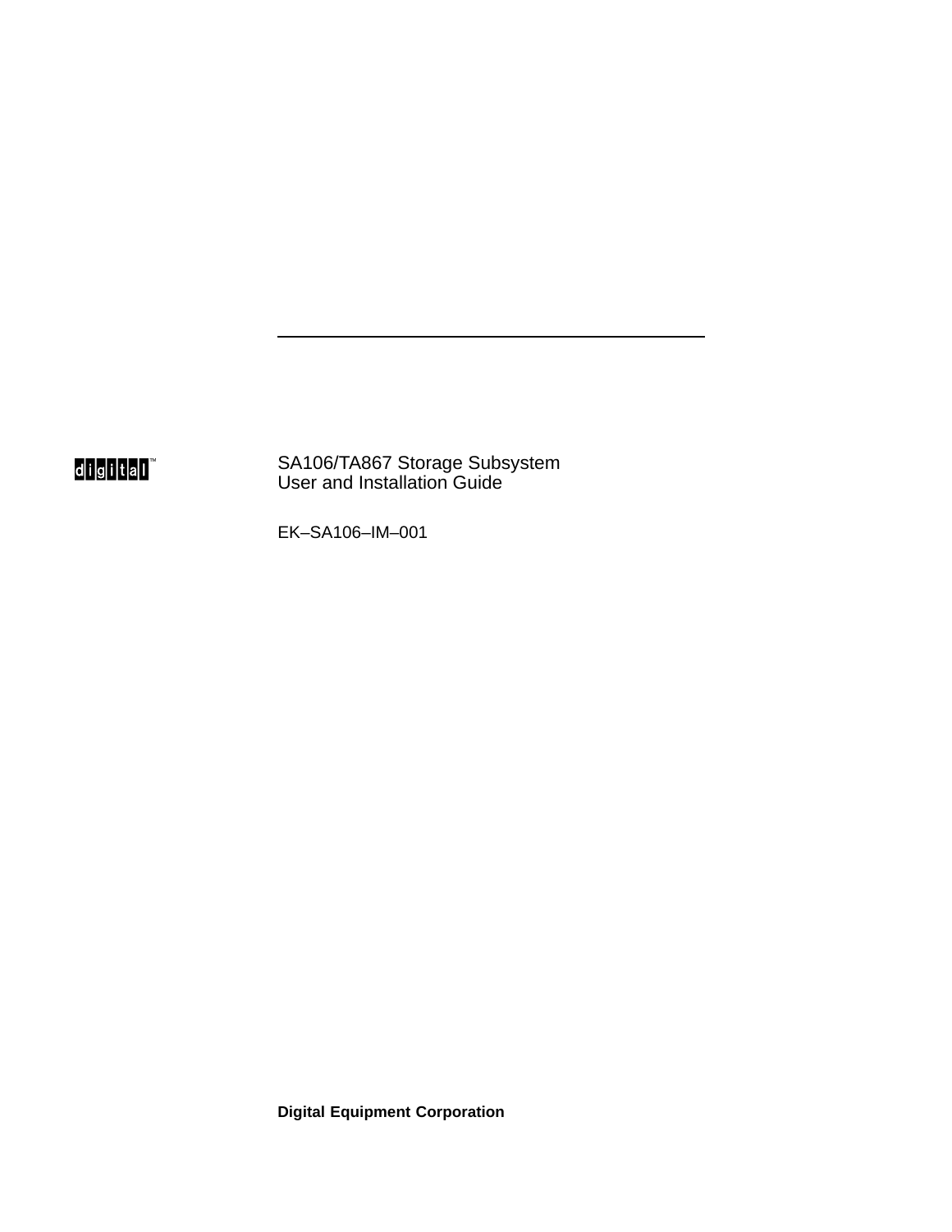digital™

# SA106/TA867 Storage Subsystem User and Installation Guide

EK–SA106–IM–001

**Digital Equipment Corporation**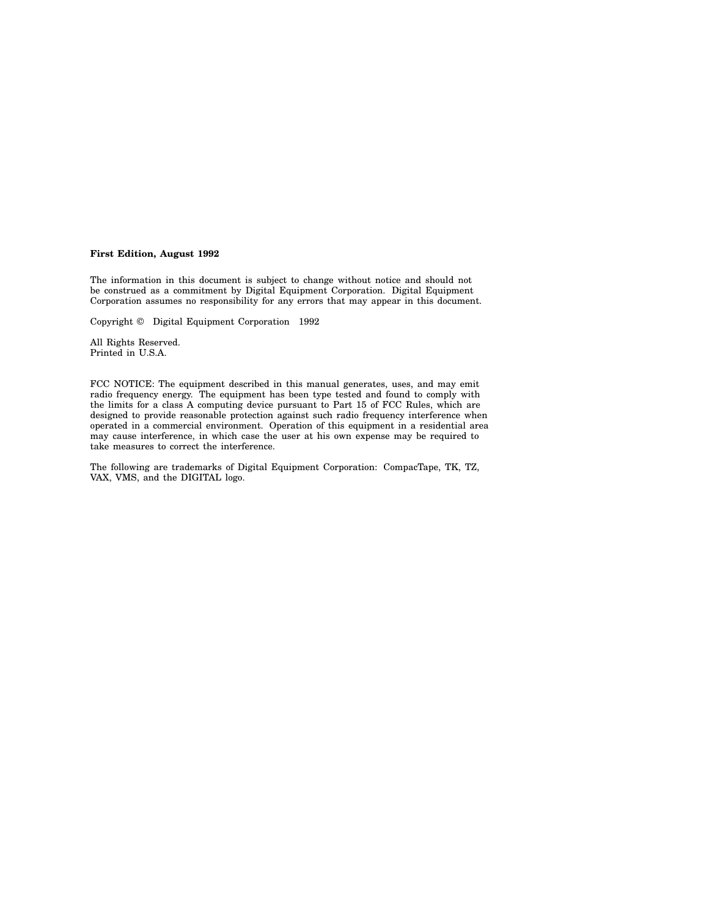**First Edition, August 1992**

The information in this document is subject to change without notice and should not be construed as a commitment by Digital Equipment Corporation. Digital Equipment Corporation assumes no responsibility for any errors that may appear in this document.

Copyright © Digital Equipment Corporation 1992

All Rights Reserved.
Printed in U.S.A.

FCC NOTICE: The equipment described in this manual generates, uses, and may emit radio frequency energy. The equipment has been type tested and found to comply with the limits for a class A computing device pursuant to Part 15 of FCC Rules, which are designed to provide reasonable protection against such radio frequency interference when operated in a commercial environment. Operation of this equipment in a residential area may cause interference, in which case the user at his own expense may be required to take measures to correct the interference.

The following are trademarks of Digital Equipment Corporation: CompacTape, TK, TZ, VAX, VMS, and the DIGITAL logo.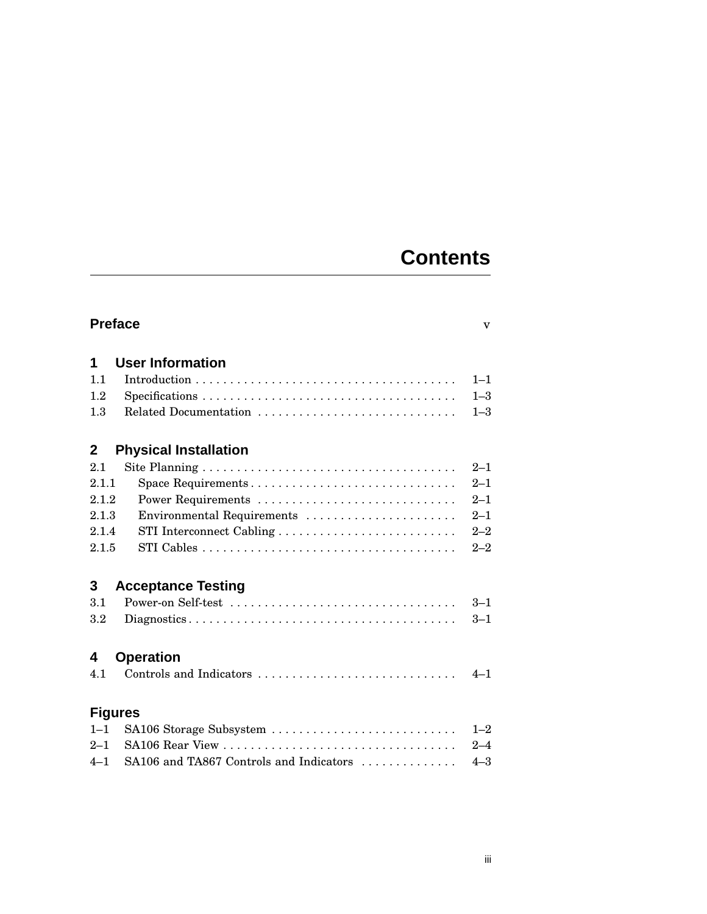# Contents

## Preface v

## 1 User Information

| | | |
|---|---|---|
| 1.1 | Introduction | 1–1 |
| 1.2 | Specifications | 1–3 |
| 1.3 | Related Documentation | 1–3 |

## 2 Physical Installation

| | | |
|---|---|---|
| 2.1 | Site Planning | 2–1 |
| 2.1.1 | Space Requirements | 2–1 |
| 2.1.2 | Power Requirements | 2–1 |
| 2.1.3 | Environmental Requirements | 2–1 |
| 2.1.4 | STI Interconnect Cabling | 2–2 |
| 2.1.5 | STI Cables | 2–2 |

## 3 Acceptance Testing

| | | |
|---|---|---|
| 3.1 | Power-on Self-test | 3–1 |
| 3.2 | Diagnostics | 3–1 |

## 4 Operation

| | | |
|---|---|---|
| 4.1 | Controls and Indicators | 4–1 |

## Figures

| | | |
|---|---|---|
| 1–1 | SA106 Storage Subsystem | 1–2 |
| 2–1 | SA106 Rear View | 2–4 |
| 4–1 | SA106 and TA867 Controls and Indicators | 4–3 |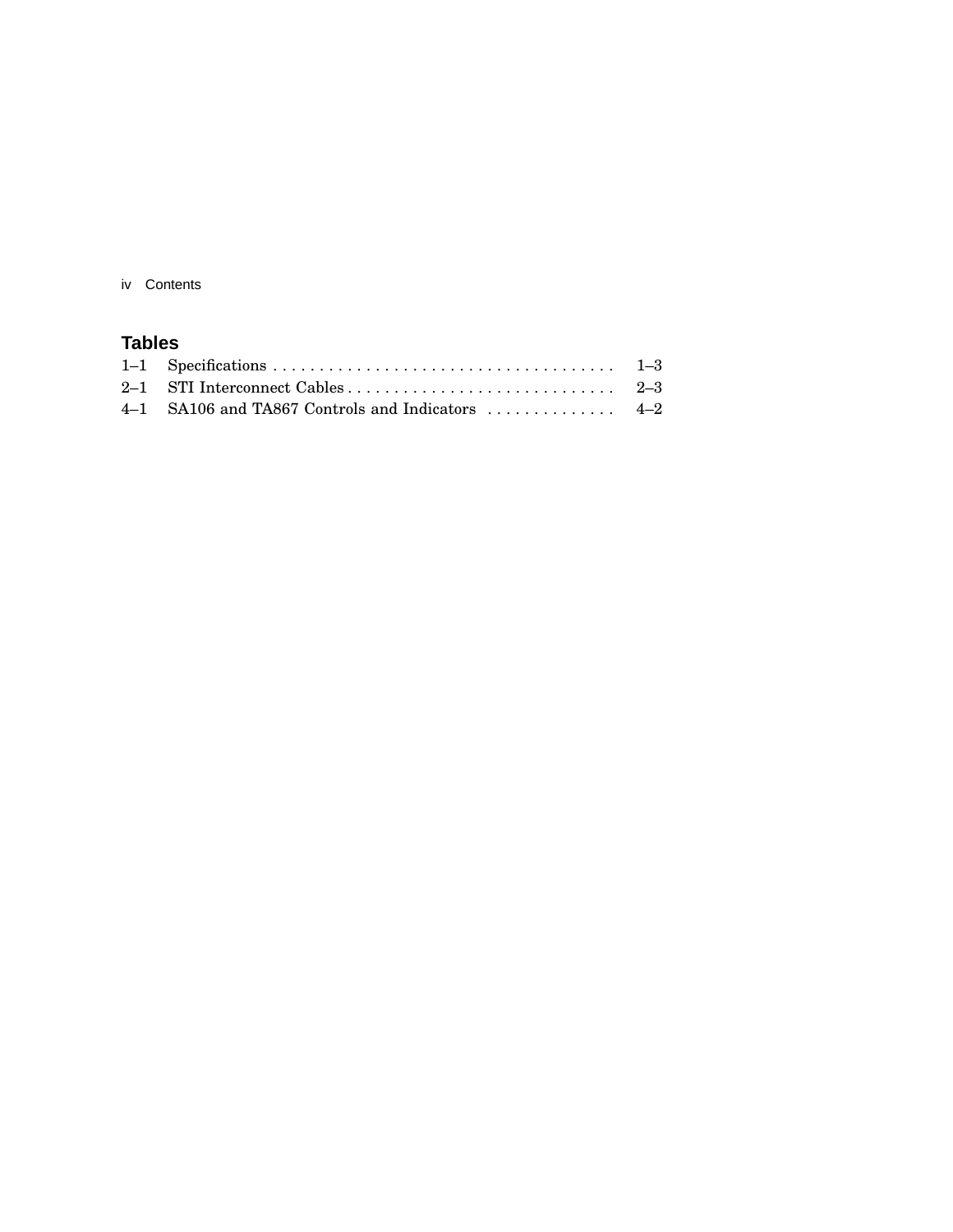## Tables

| | | |
|---|---|---|
| 1–1 | Specifications | 1–3 |
| 2–1 | STI Interconnect Cables | 2–3 |
| 4–1 | SA106 and TA867 Controls and Indicators | 4–2 |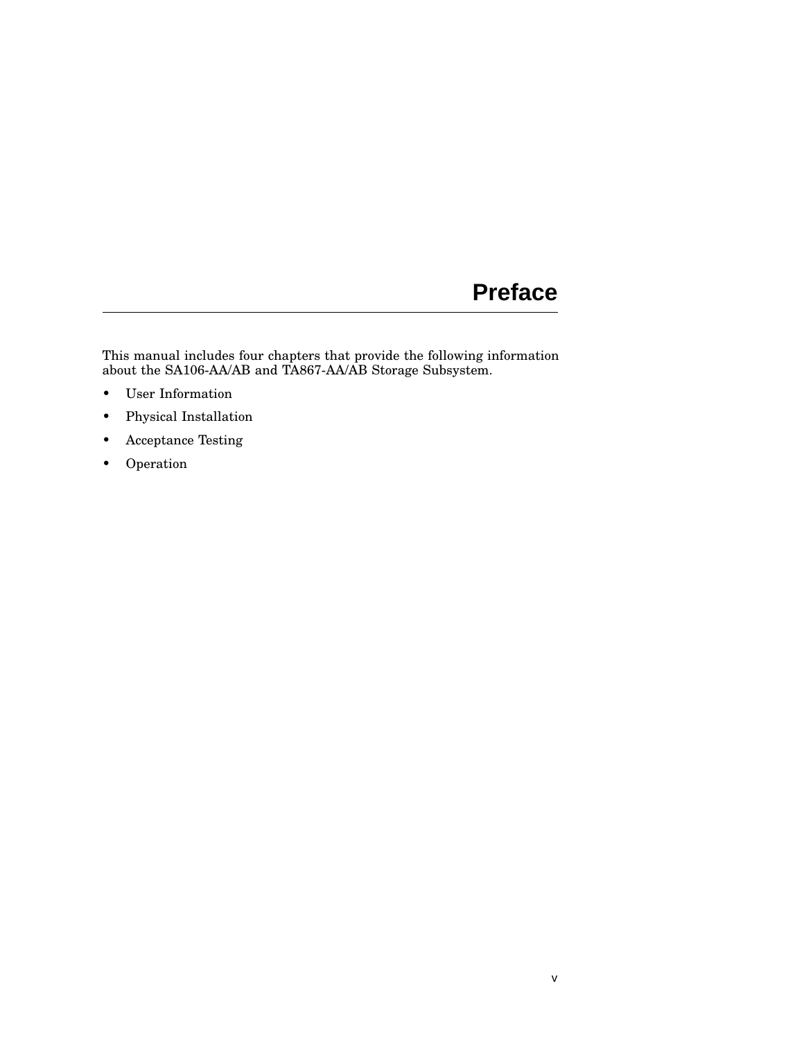# Preface

This manual includes four chapters that provide the following information about the SA106-AA/AB and TA867-AA/AB Storage Subsystem.

- User Information
- Physical Installation
- Acceptance Testing
- Operation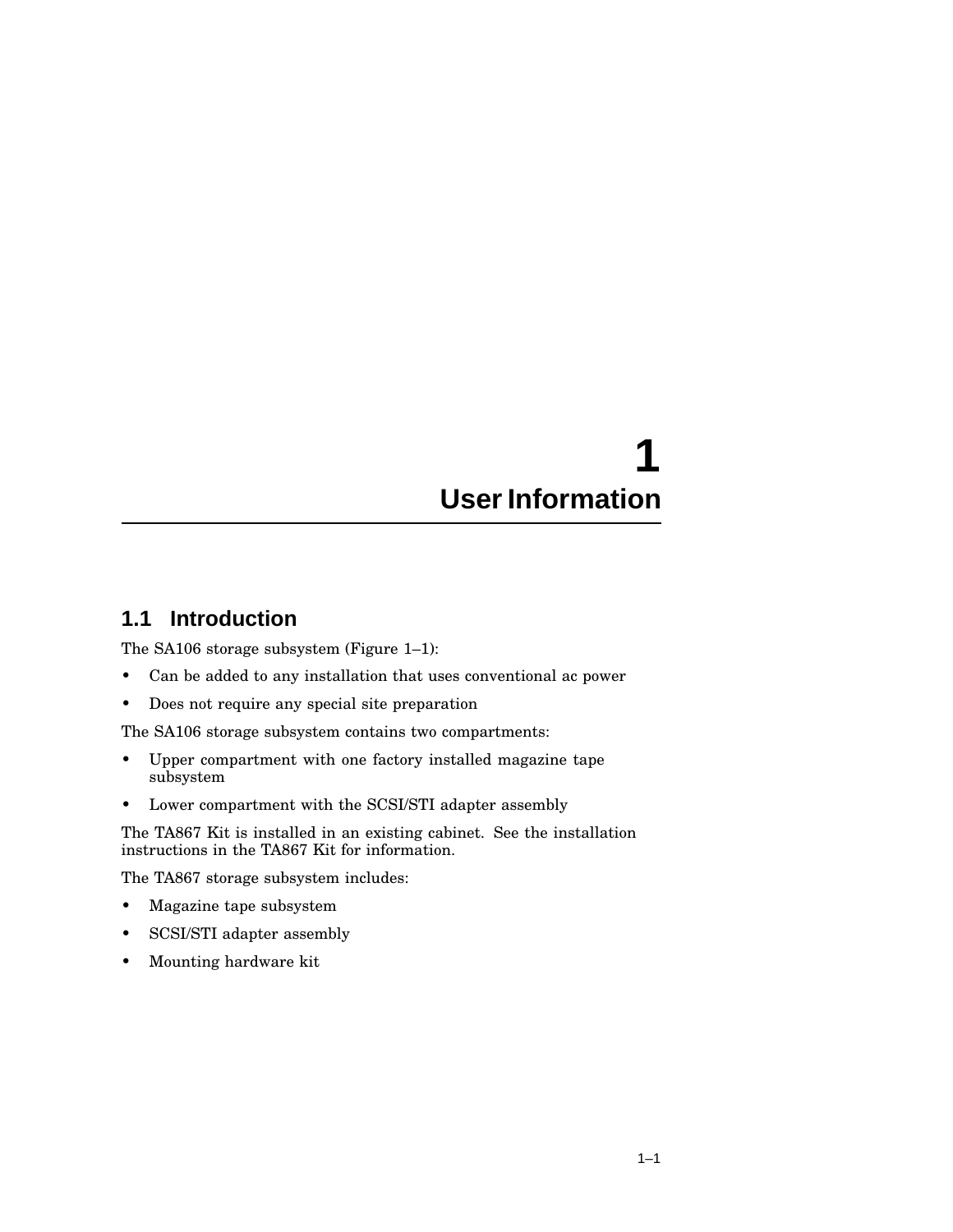# 1 User Information

## 1.1 Introduction

The SA106 storage subsystem (Figure 1–1):

- Can be added to any installation that uses conventional ac power
- Does not require any special site preparation

The SA106 storage subsystem contains two compartments:

- Upper compartment with one factory installed magazine tape subsystem
- Lower compartment with the SCSI/STI adapter assembly

The TA867 Kit is installed in an existing cabinet. See the installation instructions in the TA867 Kit for information.

The TA867 storage subsystem includes:

- Magazine tape subsystem
- SCSI/STI adapter assembly
- Mounting hardware kit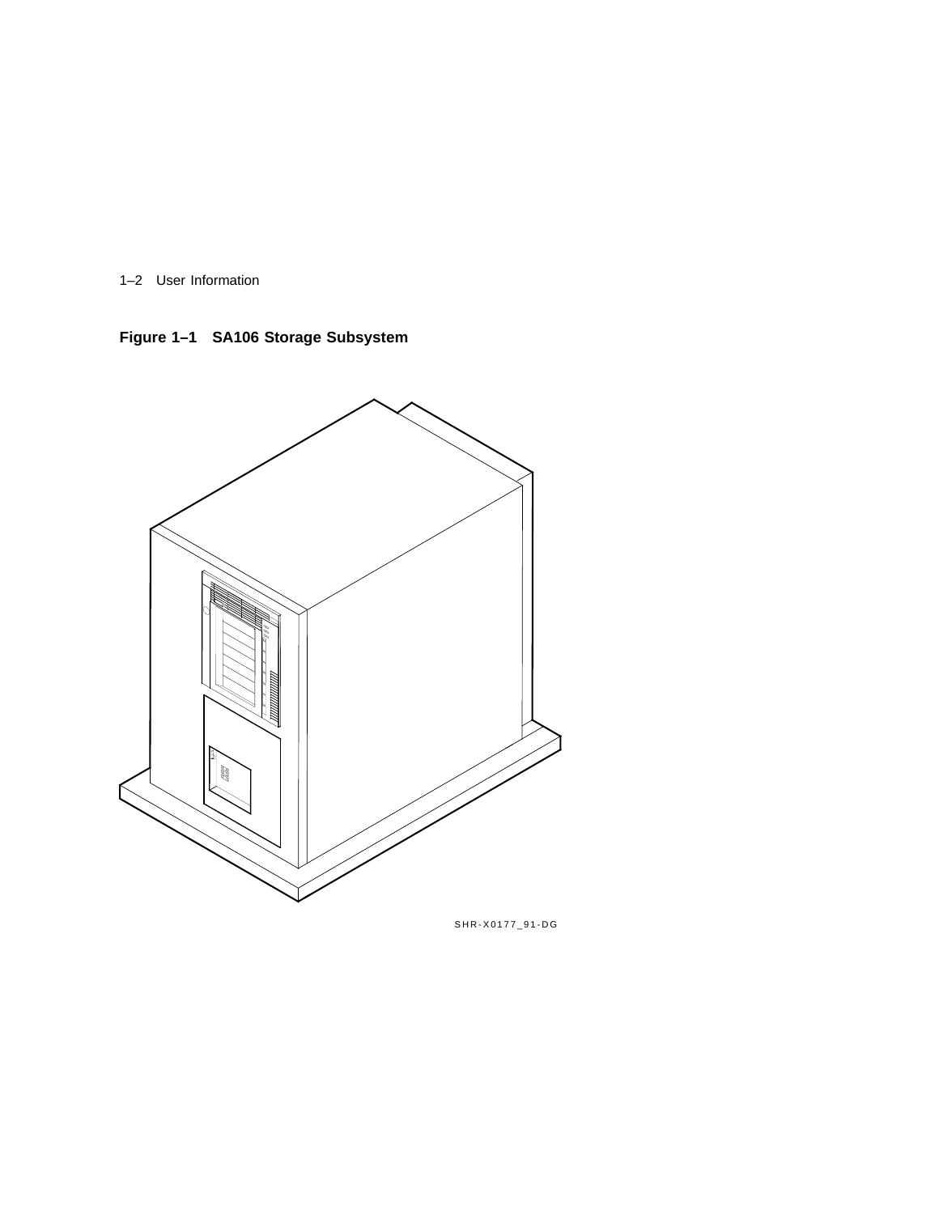**Figure 1–1 SA106 Storage Subsystem**

SHR-X0177_91-DG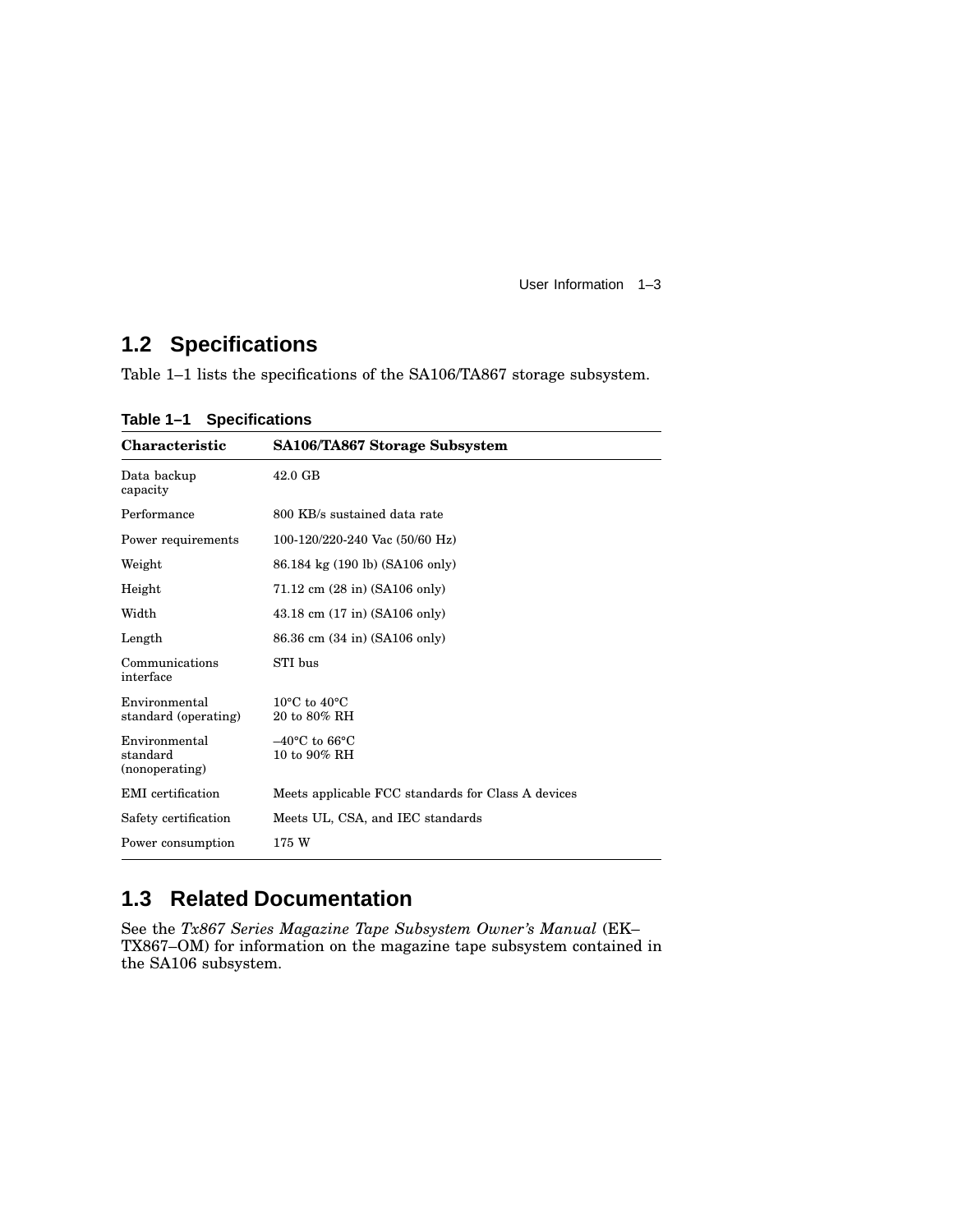## 1.2 Specifications

Table 1–1 lists the specifications of the SA106/TA867 storage subsystem.

**Table 1–1 Specifications**

| Characteristic | SA106/TA867 Storage Subsystem |
|---|---|
| Data backup capacity | 42.0 GB |
| Performance | 800 KB/s sustained data rate |
| Power requirements | 100-120/220-240 Vac (50/60 Hz) |
| Weight | 86.184 kg (190 lb) (SA106 only) |
| Height | 71.12 cm (28 in) (SA106 only) |
| Width | 43.18 cm (17 in) (SA106 only) |
| Length | 86.36 cm (34 in) (SA106 only) |
| Communications interface | STI bus |
| Environmental standard (operating) | 10°C to 40°C<br>20 to 80% RH |
| Environmental standard (nonoperating) | –40°C to 66°C<br>10 to 90% RH |
| EMI certification | Meets applicable FCC standards for Class A devices |
| Safety certification | Meets UL, CSA, and IEC standards |
| Power consumption | 175 W |

## 1.3 Related Documentation

See the *Tx867 Series Magazine Tape Subsystem Owner's Manual* (EK–TX867–OM) for information on the magazine tape subsystem contained in the SA106 subsystem.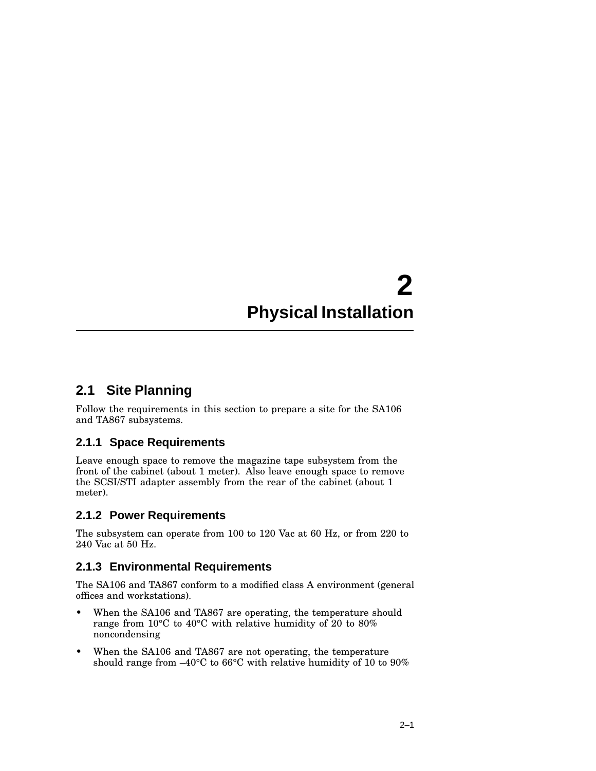# 2 Physical Installation

## 2.1 Site Planning

Follow the requirements in this section to prepare a site for the SA106 and TA867 subsystems.

### 2.1.1 Space Requirements

Leave enough space to remove the magazine tape subsystem from the front of the cabinet (about 1 meter). Also leave enough space to remove the SCSI/STI adapter assembly from the rear of the cabinet (about 1 meter).

### 2.1.2 Power Requirements

The subsystem can operate from 100 to 120 Vac at 60 Hz, or from 220 to 240 Vac at 50 Hz.

### 2.1.3 Environmental Requirements

The SA106 and TA867 conform to a modified class A environment (general offices and workstations).

- When the SA106 and TA867 are operating, the temperature should range from 10°C to 40°C with relative humidity of 20 to 80% noncondensing
- When the SA106 and TA867 are not operating, the temperature should range from –40°C to 66°C with relative humidity of 10 to 90%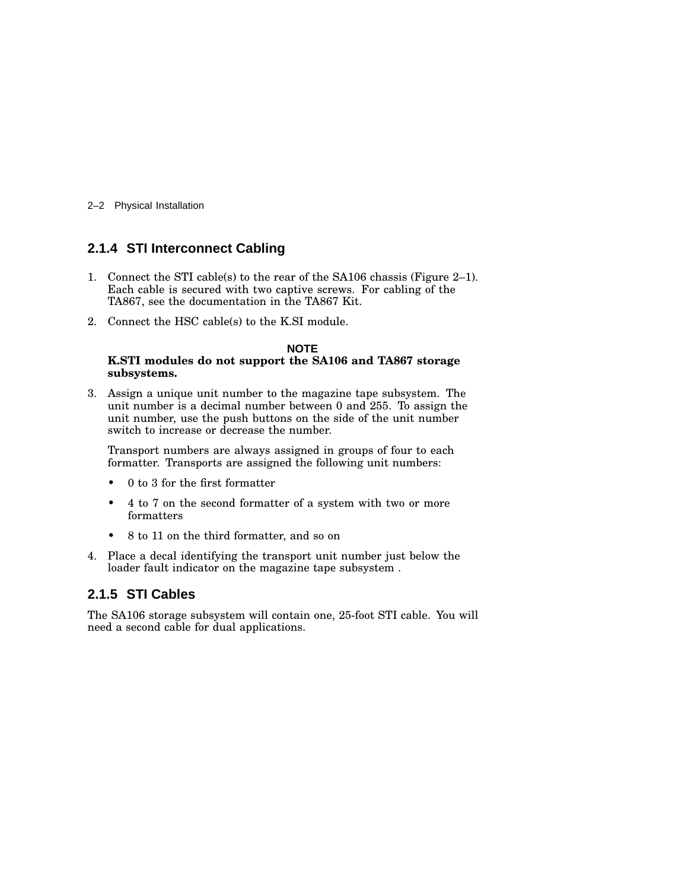### 2.1.4 STI Interconnect Cabling

1. Connect the STI cable(s) to the rear of the SA106 chassis (Figure 2–1). Each cable is secured with two captive screws. For cabling of the TA867, see the documentation in the TA867 Kit.

2. Connect the HSC cable(s) to the K.SI module.

**NOTE**

**K.STI modules do not support the SA106 and TA867 storage subsystems.**

3. Assign a unique unit number to the magazine tape subsystem. The unit number is a decimal number between 0 and 255. To assign the unit number, use the push buttons on the side of the unit number switch to increase or decrease the number.

   Transport numbers are always assigned in groups of four to each formatter. Transports are assigned the following unit numbers:

   - 0 to 3 for the first formatter
   - 4 to 7 on the second formatter of a system with two or more formatters
   - 8 to 11 on the third formatter, and so on

4. Place a decal identifying the transport unit number just below the loader fault indicator on the magazine tape subsystem .

### 2.1.5 STI Cables

The SA106 storage subsystem will contain one, 25-foot STI cable. You will need a second cable for dual applications.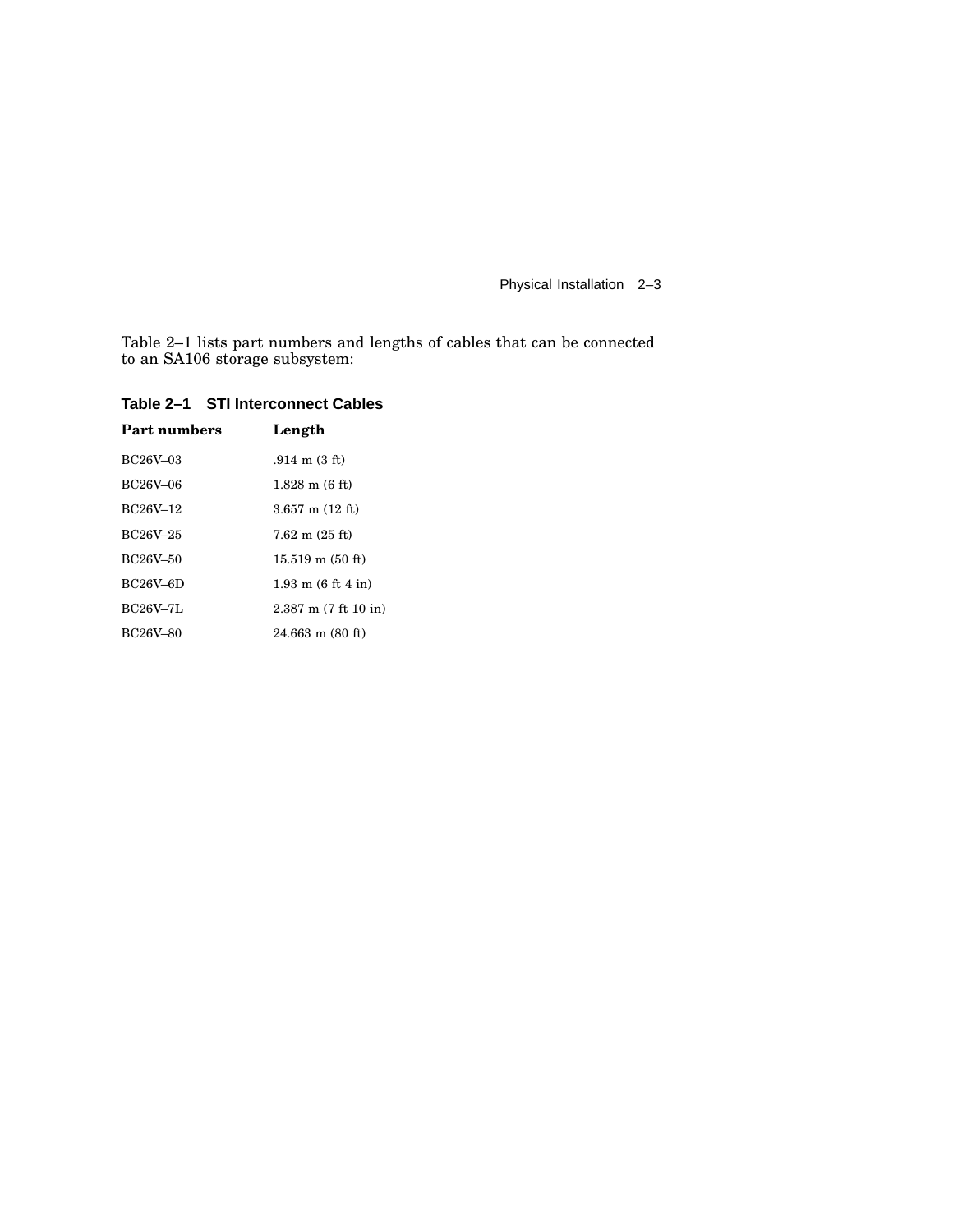Table 2–1 lists part numbers and lengths of cables that can be connected to an SA106 storage subsystem:

**Table 2–1 STI Interconnect Cables**

| Part numbers | Length |
|---|---|
| BC26V–03 | .914 m (3 ft) |
| BC26V–06 | 1.828 m (6 ft) |
| BC26V–12 | 3.657 m (12 ft) |
| BC26V–25 | 7.62 m (25 ft) |
| BC26V–50 | 15.519 m (50 ft) |
| BC26V–6D | 1.93 m (6 ft 4 in) |
| BC26V–7L | 2.387 m (7 ft 10 in) |
| BC26V–80 | 24.663 m (80 ft) |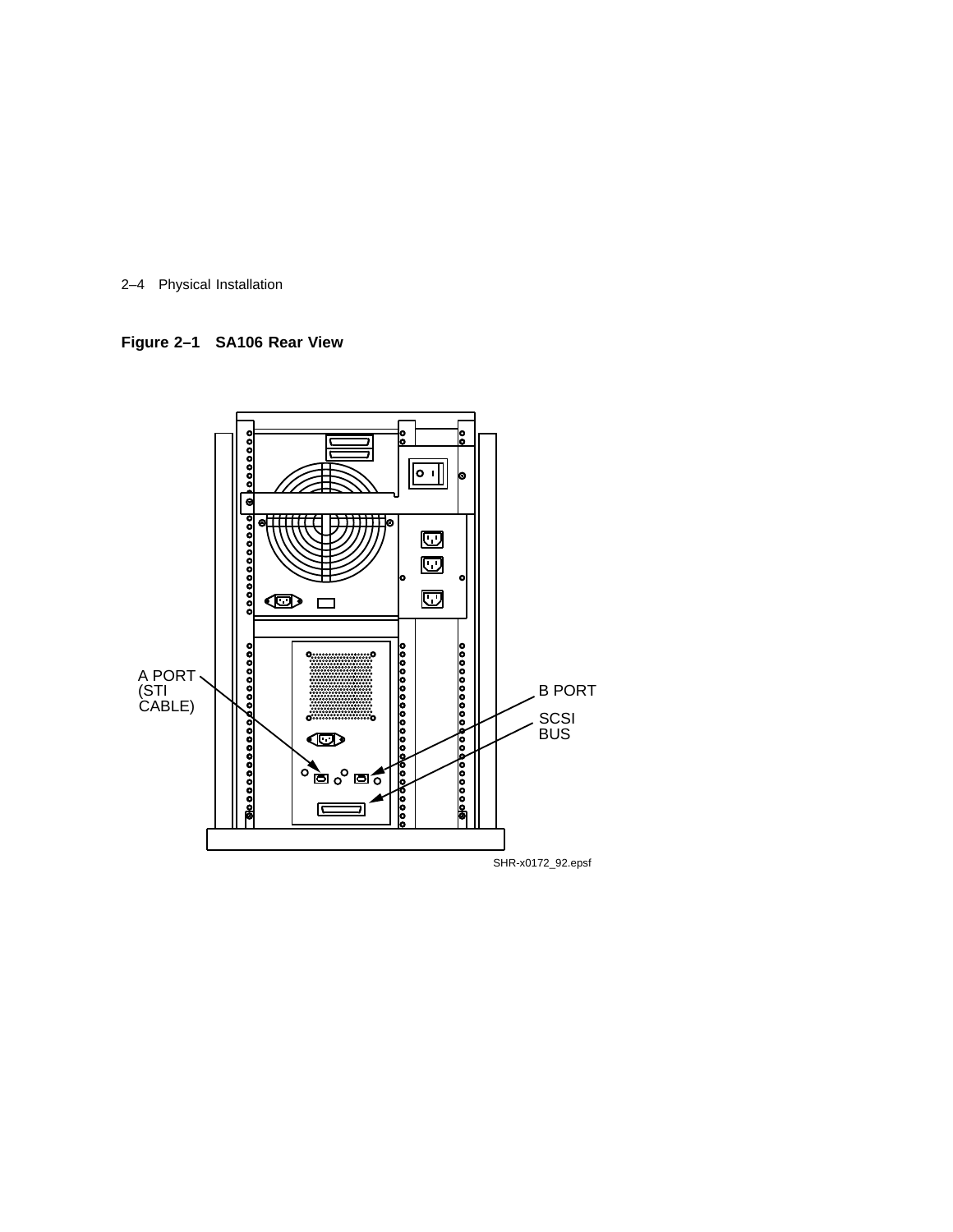**Figure 2–1 SA106 Rear View**

A PORT (STI CABLE)

B PORT

SCSI BUS

SHR-x0172_92.epsf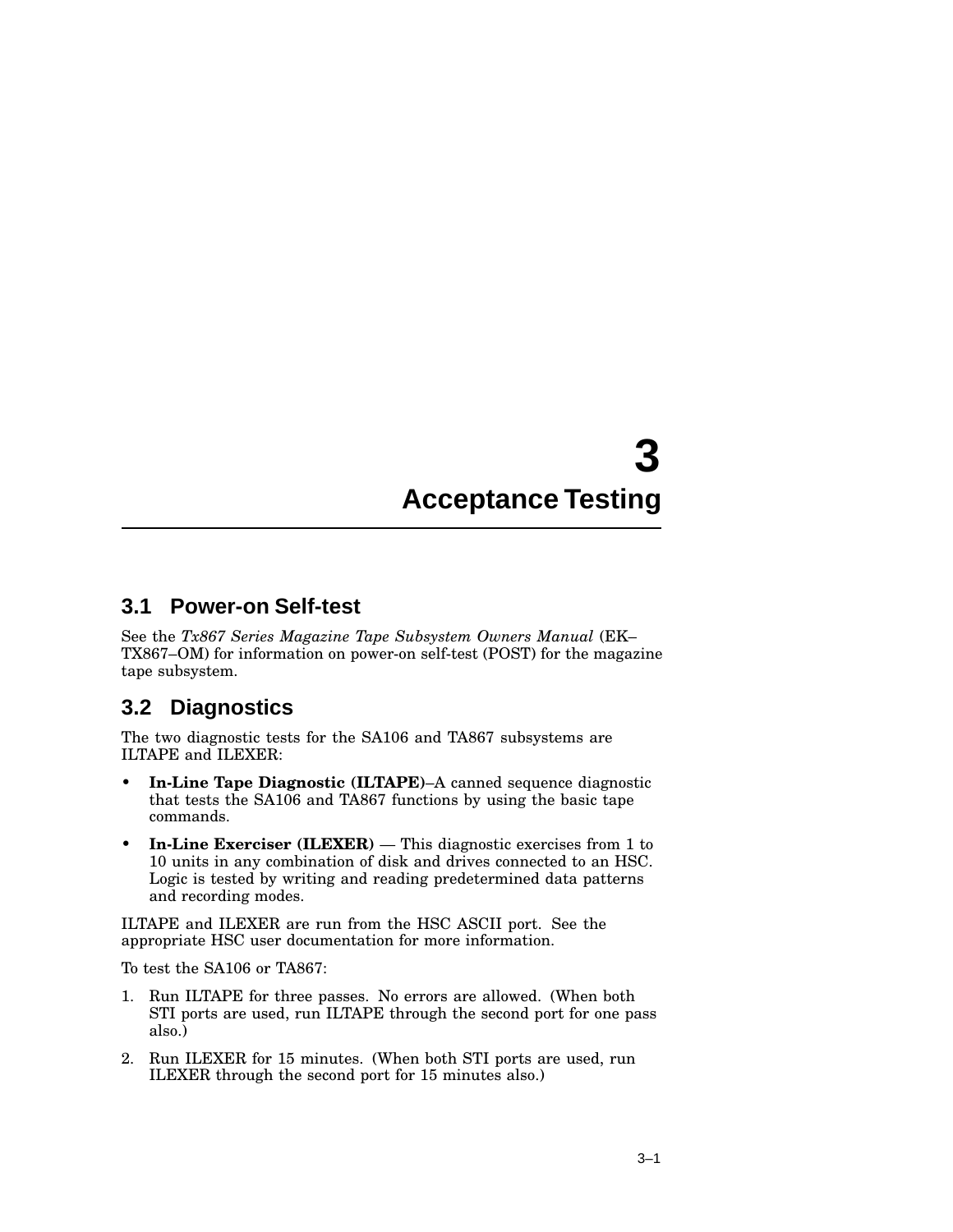# 3 Acceptance Testing

## 3.1 Power-on Self-test

See the *Tx867 Series Magazine Tape Subsystem Owners Manual* (EK–TX867–OM) for information on power-on self-test (POST) for the magazine tape subsystem.

## 3.2 Diagnostics

The two diagnostic tests for the SA106 and TA867 subsystems are ILTAPE and ILEXER:

- **In-Line Tape Diagnostic (ILTAPE)**–A canned sequence diagnostic that tests the SA106 and TA867 functions by using the basic tape commands.
- **In-Line Exerciser (ILEXER)** — This diagnostic exercises from 1 to 10 units in any combination of disk and drives connected to an HSC. Logic is tested by writing and reading predetermined data patterns and recording modes.

ILTAPE and ILEXER are run from the HSC ASCII port. See the appropriate HSC user documentation for more information.

To test the SA106 or TA867:

1. Run ILTAPE for three passes. No errors are allowed. (When both STI ports are used, run ILTAPE through the second port for one pass also.)
2. Run ILEXER for 15 minutes. (When both STI ports are used, run ILEXER through the second port for 15 minutes also.)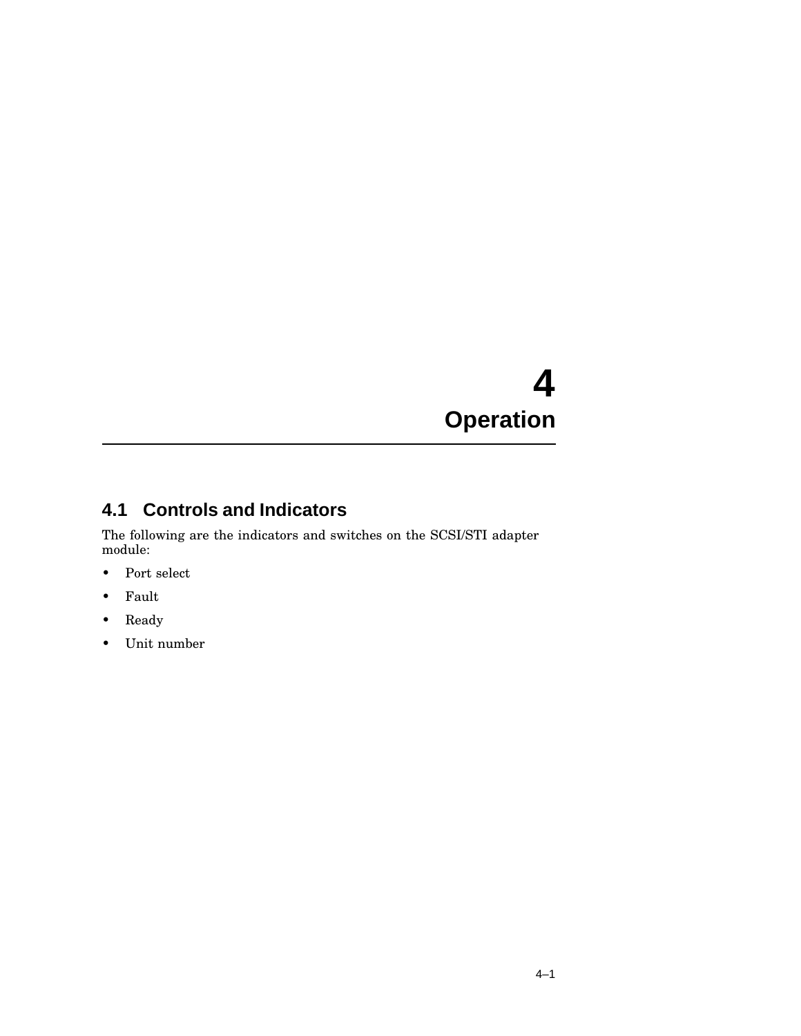# 4 Operation

## 4.1 Controls and Indicators

The following are the indicators and switches on the SCSI/STI adapter module:

- Port select
- Fault
- Ready
- Unit number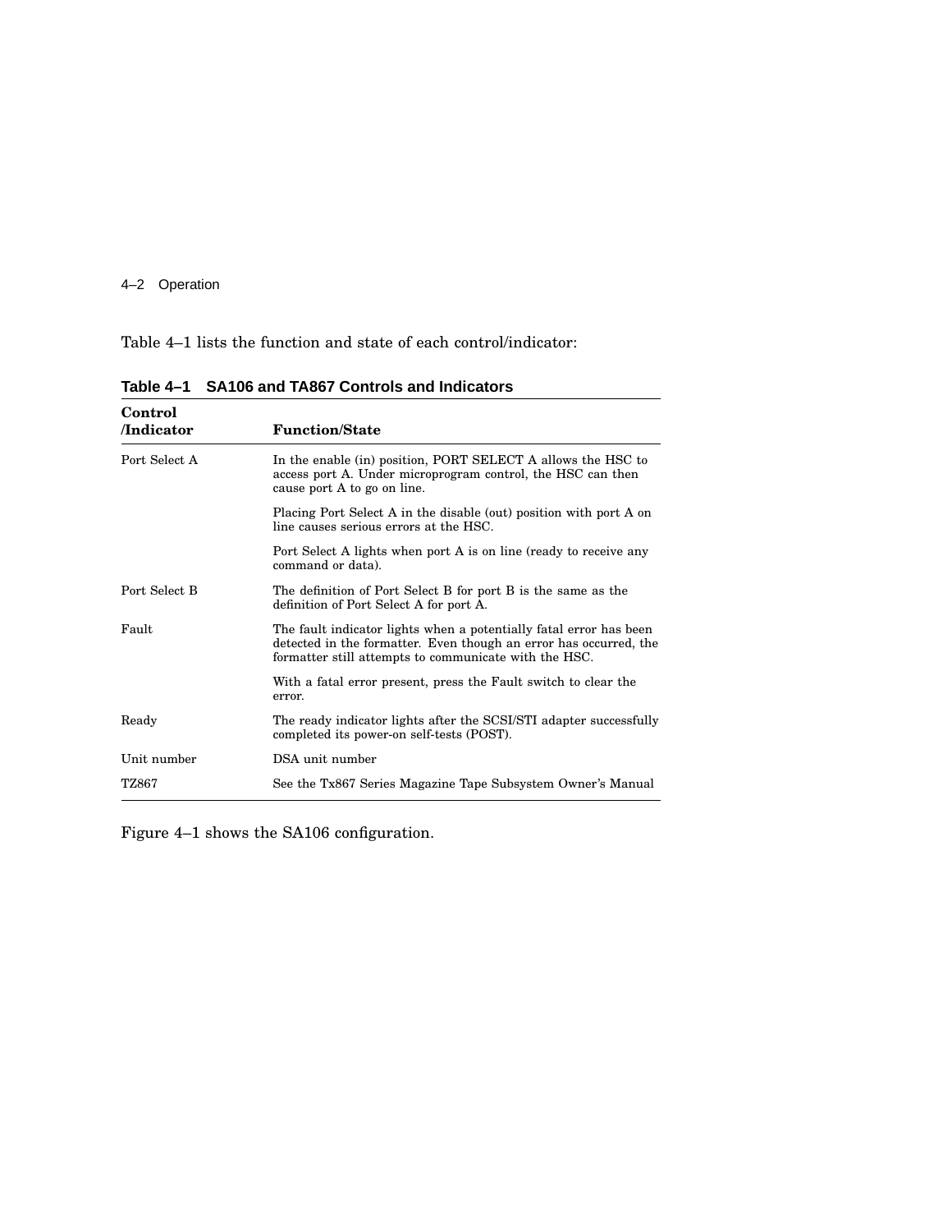Table 4–1 lists the function and state of each control/indicator:

**Table 4–1 SA106 and TA867 Controls and Indicators**

| Control /Indicator | Function/State |
|---|---|
| Port Select A | In the enable (in) position, PORT SELECT A allows the HSC to access port A. Under microprogram control, the HSC can then cause port A to go on line. |
| | Placing Port Select A in the disable (out) position with port A on line causes serious errors at the HSC. |
| | Port Select A lights when port A is on line (ready to receive any command or data). |
| Port Select B | The definition of Port Select B for port B is the same as the definition of Port Select A for port A. |
| Fault | The fault indicator lights when a potentially fatal error has been detected in the formatter. Even though an error has occurred, the formatter still attempts to communicate with the HSC. |
| | With a fatal error present, press the Fault switch to clear the error. |
| Ready | The ready indicator lights after the SCSI/STI adapter successfully completed its power-on self-tests (POST). |
| Unit number | DSA unit number |
| TZ867 | See the Tx867 Series Magazine Tape Subsystem Owner's Manual |

Figure 4–1 shows the SA106 configuration.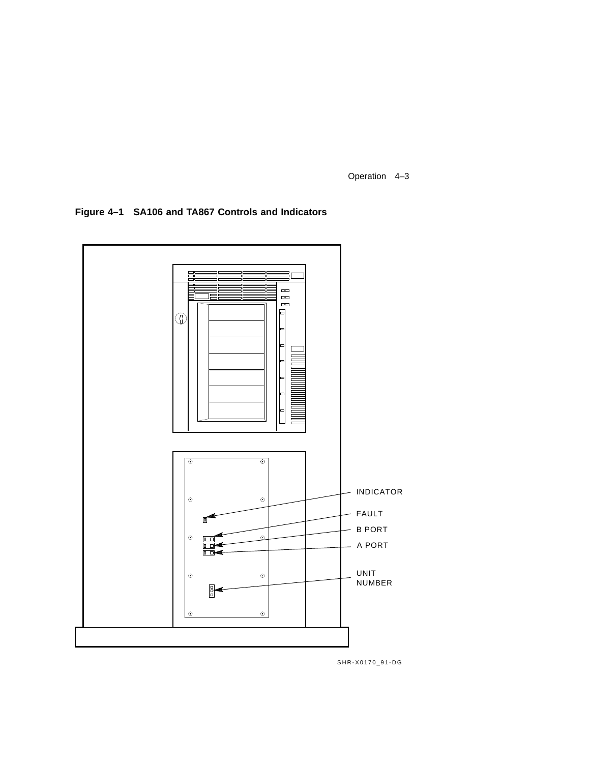**Figure 4–1 SA106 and TA867 Controls and Indicators**

INDICATOR

FAULT

B PORT

A PORT

UNIT NUMBER

SHR-X0170_91-DG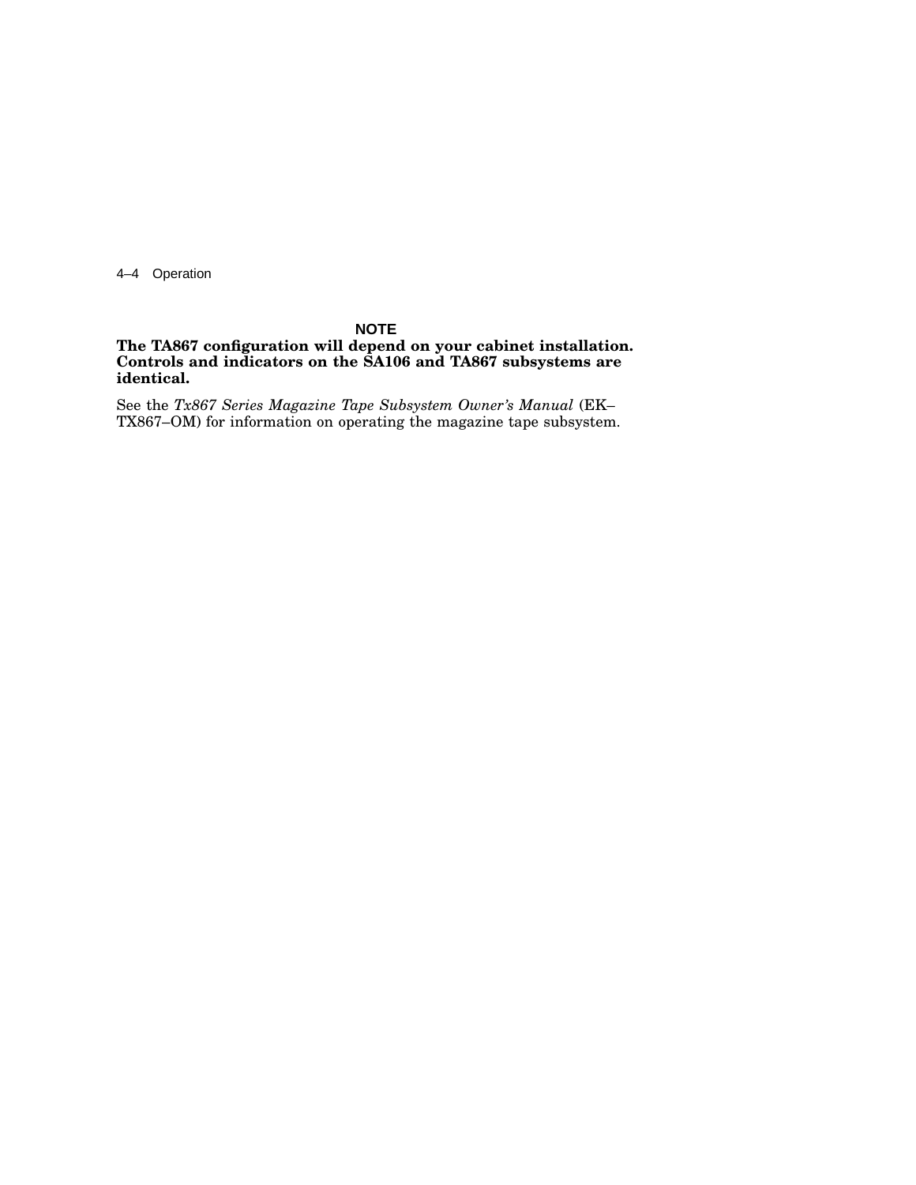**NOTE**

**The TA867 configuration will depend on your cabinet installation. Controls and indicators on the SA106 and TA867 subsystems are identical.**

See the *Tx867 Series Magazine Tape Subsystem Owner's Manual* (EK–TX867–OM) for information on operating the magazine tape subsystem.